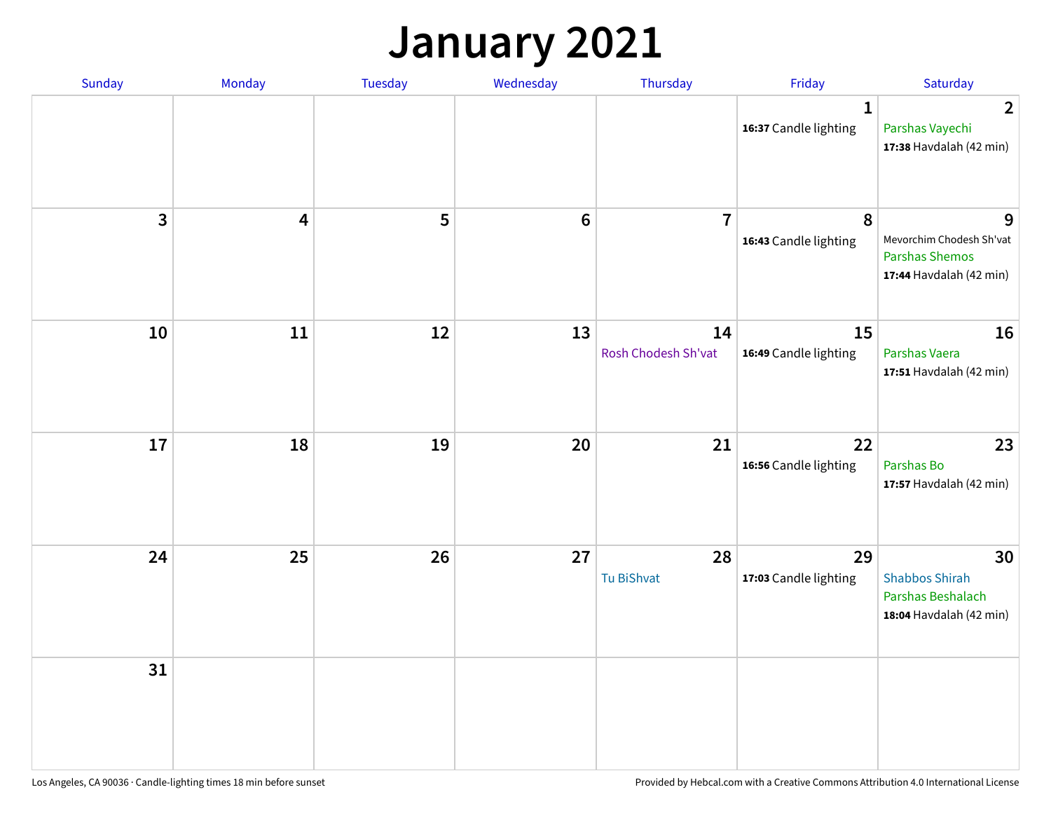# January 2021

| Sunday | Monday | Tuesday | Wednesday | Thursday | Friday | Saturday |
|---|---|---|---|---|---|---|
| | | | | | 1<br>**16:37** Candle lighting | 2<br>Parshas Vayechi<br>**17:38** Havdalah (42 min) |
| 3 | 4 | 5 | 6 | 7 | 8<br>**16:43** Candle lighting | 9<br>Mevorchim Chodesh Sh'vat<br>Parshas Shemos<br>**17:44** Havdalah (42 min) |
| 10 | 11 | 12 | 13 | 14<br>Rosh Chodesh Sh'vat | 15<br>**16:49** Candle lighting | 16<br>Parshas Vaera<br>**17:51** Havdalah (42 min) |
| 17 | 18 | 19 | 20 | 21 | 22<br>**16:56** Candle lighting | 23<br>Parshas Bo<br>**17:57** Havdalah (42 min) |
| 24 | 25 | 26 | 27 | 28<br>Tu BiShvat | 29<br>**17:03** Candle lighting | 30<br>Shabbos Shirah<br>Parshas Beshalach<br>**18:04** Havdalah (42 min) |
| 31 | | | | | | |

Los Angeles, CA 90036 · Candle-lighting times 18 min before sunset

Provided by Hebcal.com with a Creative Commons Attribution 4.0 International License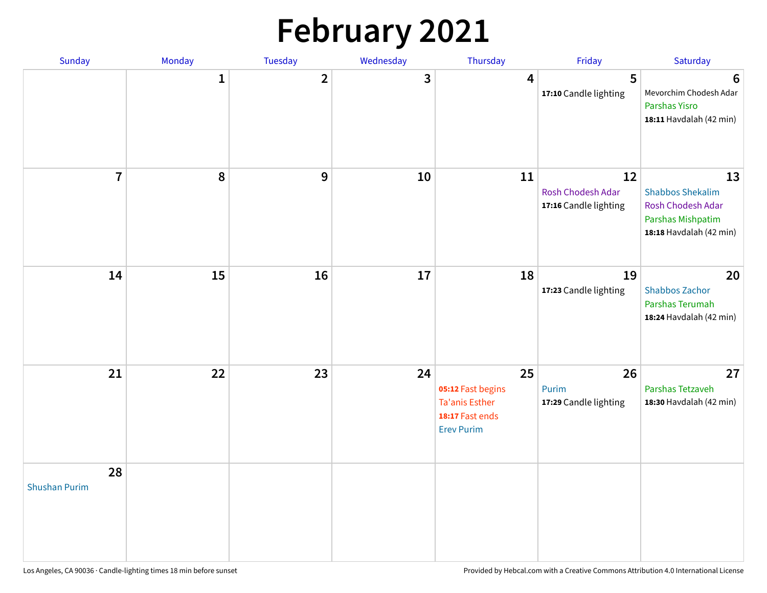# February 2021

| Sunday | Monday | Tuesday | Wednesday | Thursday | Friday | Saturday |
|---|---|---|---|---|---|---|
| | 1 | 2 | 3 | 4 | 5<br>**17:10** Candle lighting | 6<br>Mevorchim Chodesh Adar<br>Parshas Yisro<br>**18:11** Havdalah (42 min) |
| 7 | 8 | 9 | 10 | 11 | 12<br>Rosh Chodesh Adar<br>**17:16** Candle lighting | 13<br>Shabbos Shekalim<br>Rosh Chodesh Adar<br>Parshas Mishpatim<br>**18:18** Havdalah (42 min) |
| 14 | 15 | 16 | 17 | 18 | 19<br>**17:23** Candle lighting | 20<br>Shabbos Zachor<br>Parshas Terumah<br>**18:24** Havdalah (42 min) |
| 21 | 22 | 23 | 24 | 25<br>**05:12** Fast begins<br>Ta'anis Esther<br>**18:17** Fast ends<br>Erev Purim | 26<br>Purim<br>**17:29** Candle lighting | 27<br>Parshas Tetzaveh<br>**18:30** Havdalah (42 min) |
| 28<br>Shushan Purim | | | | | | |

Los Angeles, CA 90036 · Candle-lighting times 18 min before sunset

Provided by Hebcal.com with a Creative Commons Attribution 4.0 International License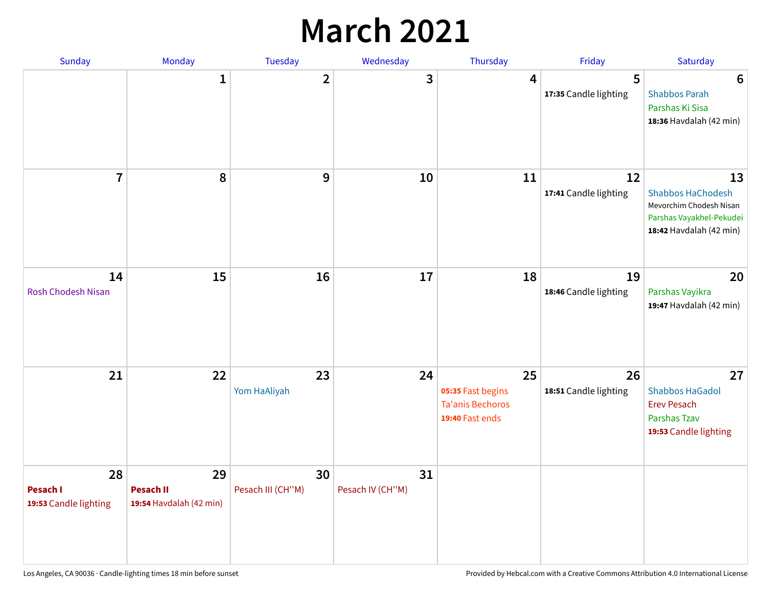# March 2021

| Sunday | Monday | Tuesday | Wednesday | Thursday | Friday | Saturday |
|---|---|---|---|---|---|---|
| | 1 | 2 | 3 | 4 | 5<br>**17:35** Candle lighting | 6<br>Shabbos Parah<br>Parshas Ki Sisa<br>**18:36** Havdalah (42 min) |
| 7 | 8 | 9 | 10 | 11 | 12<br>**17:41** Candle lighting | 13<br>Shabbos HaChodesh<br>Mevorchim Chodesh Nisan<br>Parshas Vayakhel-Pekudei<br>**18:42** Havdalah (42 min) |
| 14<br>Rosh Chodesh Nisan | 15 | 16 | 17 | 18 | 19<br>**18:46** Candle lighting | 20<br>Parshas Vayikra<br>**19:47** Havdalah (42 min) |
| 21 | 22 | 23<br>Yom HaAliyah | 24 | 25<br>**05:35** Fast begins<br>Ta'anis Bechoros<br>**19:40** Fast ends | 26<br>**18:51** Candle lighting | 27<br>Shabbos HaGadol<br>Erev Pesach<br>Parshas Tzav<br>**19:53** Candle lighting |
| 28<br>**Pesach I**<br>**19:53** Candle lighting | 29<br>**Pesach II**<br>**19:54** Havdalah (42 min) | 30<br>Pesach III (CH''M) | 31<br>Pesach IV (CH''M) | | | |

Los Angeles, CA 90036 · Candle-lighting times 18 min before sunset

Provided by Hebcal.com with a Creative Commons Attribution 4.0 International License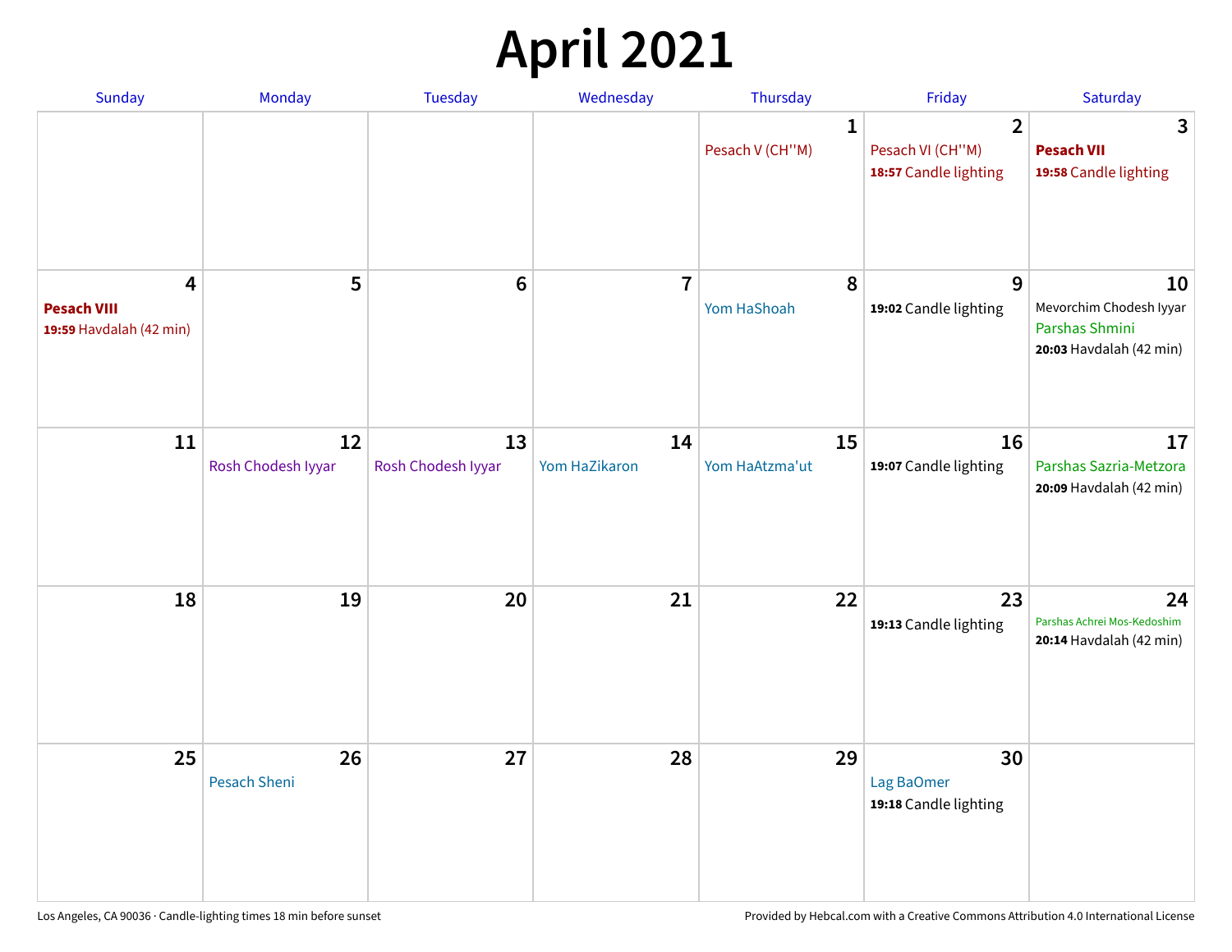# April 2021

| Sunday | Monday | Tuesday | Wednesday | Thursday | Friday | Saturday |
|---|---|---|---|---|---|---|
| | | | | **1**<br>Pesach V (CH''M) | **2**<br>Pesach VI (CH''M)<br>**18:57** Candle lighting | **3**<br>**Pesach VII**<br>**19:58** Candle lighting |
| **4**<br>**Pesach VIII**<br>**19:59** Havdalah (42 min) | **5** | **6** | **7** | **8**<br>Yom HaShoah | **9**<br>**19:02** Candle lighting | **10**<br>Mevorchim Chodesh Iyyar<br>Parshas Shmini<br>**20:03** Havdalah (42 min) |
| **11** | **12**<br>Rosh Chodesh Iyyar | **13**<br>Rosh Chodesh Iyyar | **14**<br>Yom HaZikaron | **15**<br>Yom HaAtzma'ut | **16**<br>**19:07** Candle lighting | **17**<br>Parshas Sazria-Metzora<br>**20:09** Havdalah (42 min) |
| **18** | **19** | **20** | **21** | **22** | **23**<br>**19:13** Candle lighting | **24**<br>Parshas Achrei Mos-Kedoshim<br>**20:14** Havdalah (42 min) |
| **25** | **26**<br>Pesach Sheni | **27** | **28** | **29** | **30**<br>Lag BaOmer<br>**19:18** Candle lighting | |

Los Angeles, CA 90036 · Candle-lighting times 18 min before sunset

Provided by Hebcal.com with a Creative Commons Attribution 4.0 International License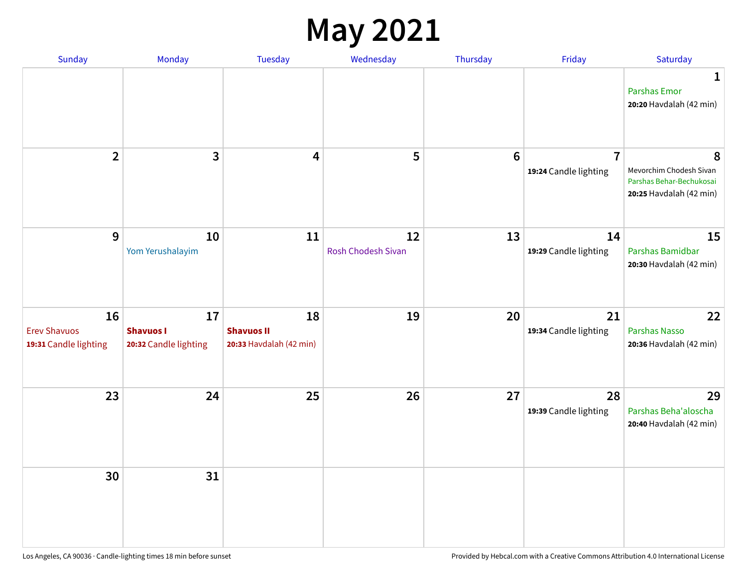# May 2021

| Sunday | Monday | Tuesday | Wednesday | Thursday | Friday | Saturday |
|---|---|---|---|---|---|---|
| | | | | | | **1**<br>Parshas Emor<br>**20:20** Havdalah (42 min) |
| **2** | **3** | **4** | **5** | **6** | **7**<br>**19:24** Candle lighting | **8**<br>Mevorchim Chodesh Sivan<br>Parshas Behar-Bechukosai<br>**20:25** Havdalah (42 min) |
| **9** | **10**<br>Yom Yerushalayim | **11** | **12**<br>Rosh Chodesh Sivan | **13** | **14**<br>**19:29** Candle lighting | **15**<br>Parshas Bamidbar<br>**20:30** Havdalah (42 min) |
| **16**<br>Erev Shavuos<br>**19:31** Candle lighting | **17**<br>**Shavuos I**<br>**20:32** Candle lighting | **18**<br>**Shavuos II**<br>**20:33** Havdalah (42 min) | **19** | **20** | **21**<br>**19:34** Candle lighting | **22**<br>Parshas Nasso<br>**20:36** Havdalah (42 min) |
| **23** | **24** | **25** | **26** | **27** | **28**<br>**19:39** Candle lighting | **29**<br>Parshas Beha'aloscha<br>**20:40** Havdalah (42 min) |
| **30** | **31** | | | | | |

Los Angeles, CA 90036 · Candle-lighting times 18 min before sunset

Provided by Hebcal.com with a Creative Commons Attribution 4.0 International License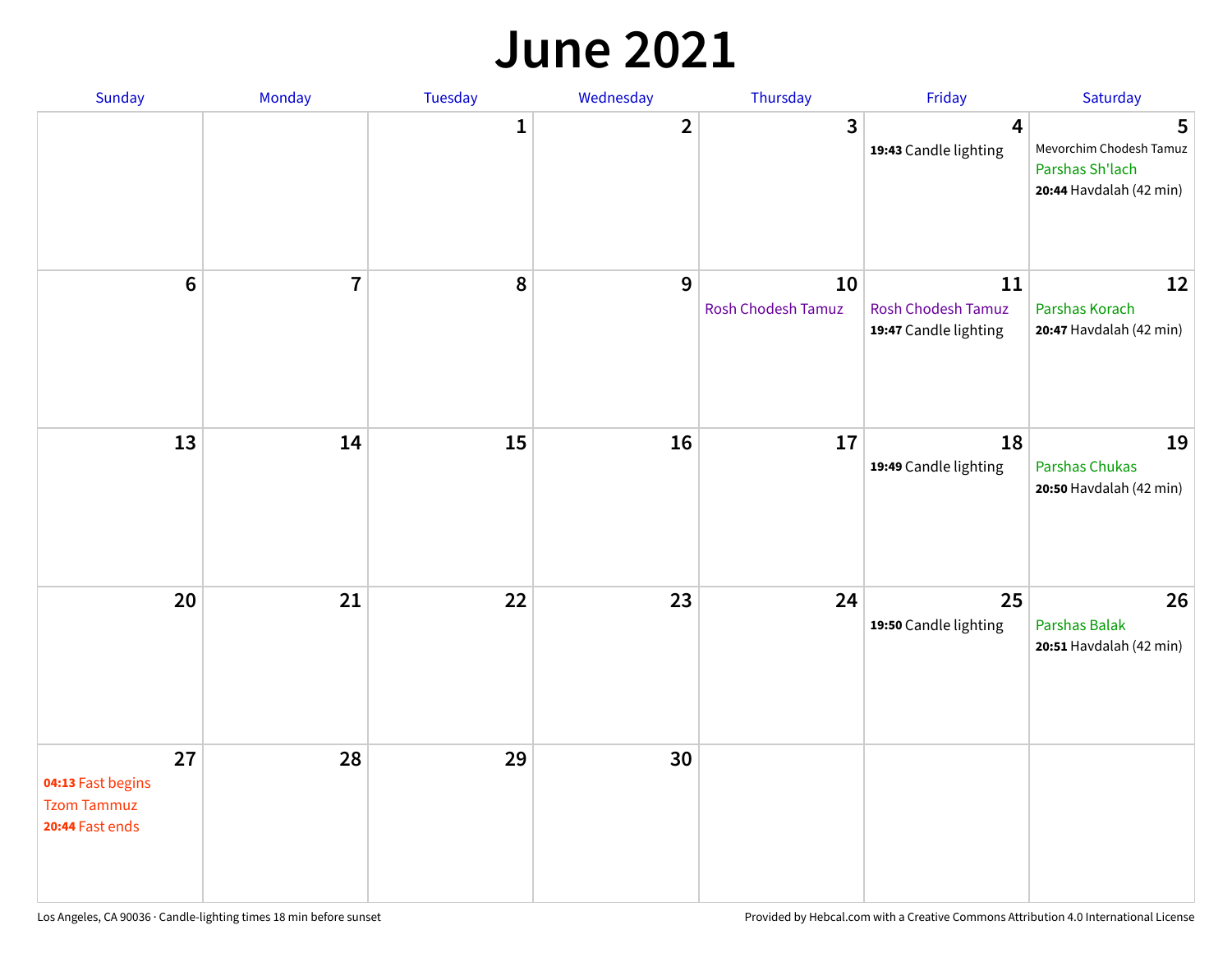# June 2021

| Sunday | Monday | Tuesday | Wednesday | Thursday | Friday | Saturday |
|---|---|---|---|---|---|---|
| | | 1 | 2 | 3 | 4<br>**19:43** Candle lighting | 5<br>Mevorchim Chodesh Tamuz<br>Parshas Sh'lach<br>**20:44** Havdalah (42 min) |
| 6 | 7 | 8 | 9 | 10<br>Rosh Chodesh Tamuz | 11<br>Rosh Chodesh Tamuz<br>**19:47** Candle lighting | 12<br>Parshas Korach<br>**20:47** Havdalah (42 min) |
| 13 | 14 | 15 | 16 | 17 | 18<br>**19:49** Candle lighting | 19<br>Parshas Chukas<br>**20:50** Havdalah (42 min) |
| 20 | 21 | 22 | 23 | 24 | 25<br>**19:50** Candle lighting | 26<br>Parshas Balak<br>**20:51** Havdalah (42 min) |
| 27<br>**04:13** Fast begins<br>Tzom Tammuz<br>**20:44** Fast ends | 28 | 29 | 30 | | | |

Los Angeles, CA 90036 · Candle-lighting times 18 min before sunset

Provided by Hebcal.com with a Creative Commons Attribution 4.0 International License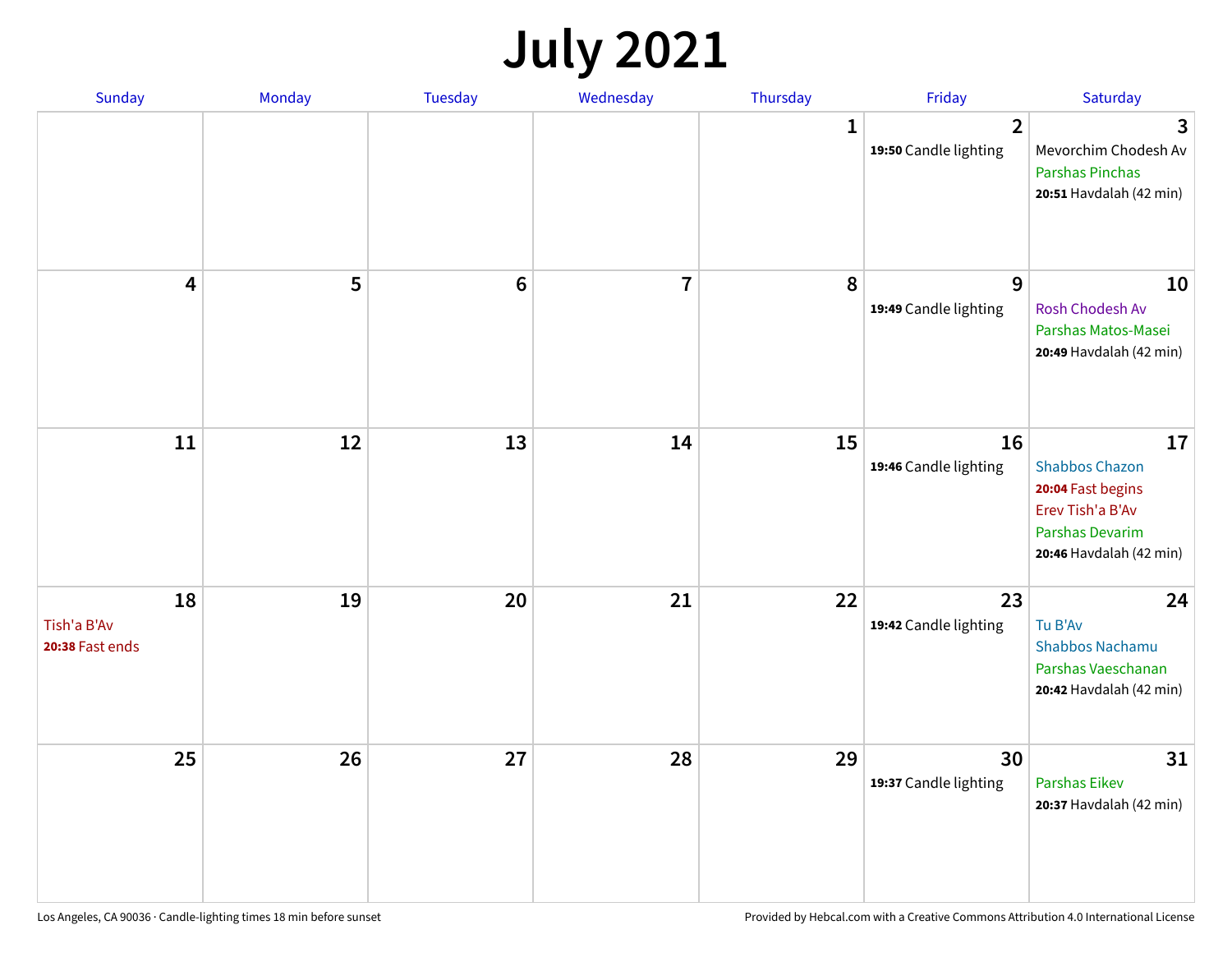# July 2021

| Sunday | Monday | Tuesday | Wednesday | Thursday | Friday | Saturday |
|---|---|---|---|---|---|---|
| | | | | 1 | 2<br>**19:50** Candle lighting | 3<br>Mevorchim Chodesh Av<br>Parshas Pinchas<br>**20:51** Havdalah (42 min) |
| 4 | 5 | 6 | 7 | 8 | 9<br>**19:49** Candle lighting | 10<br>Rosh Chodesh Av<br>Parshas Matos-Masei<br>**20:49** Havdalah (42 min) |
| 11 | 12 | 13 | 14 | 15 | 16<br>**19:46** Candle lighting | 17<br>Shabbos Chazon<br>**20:04** Fast begins<br>Erev Tish'a B'Av<br>Parshas Devarim<br>**20:46** Havdalah (42 min) |
| 18<br>Tish'a B'Av<br>**20:38** Fast ends | 19 | 20 | 21 | 22 | 23<br>**19:42** Candle lighting | 24<br>Tu B'Av<br>Shabbos Nachamu<br>Parshas Vaeschanan<br>**20:42** Havdalah (42 min) |
| 25 | 26 | 27 | 28 | 29 | 30<br>**19:37** Candle lighting | 31<br>Parshas Eikev<br>**20:37** Havdalah (42 min) |

Los Angeles, CA 90036 · Candle-lighting times 18 min before sunset

Provided by Hebcal.com with a Creative Commons Attribution 4.0 International License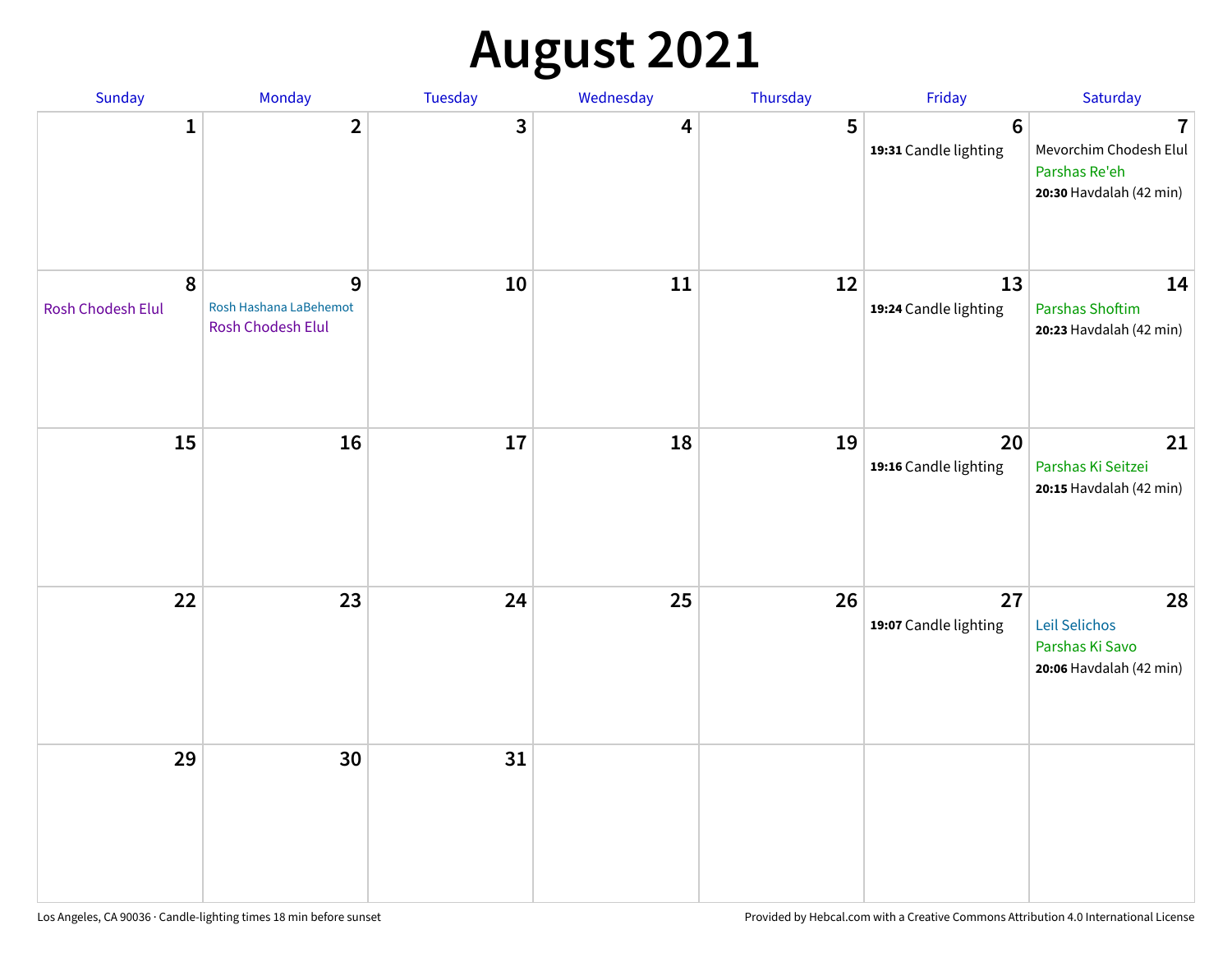# August 2021

| Sunday | Monday | Tuesday | Wednesday | Thursday | Friday | Saturday |
|---|---|---|---|---|---|---|
| 1 | 2 | 3 | 4 | 5 | 6<br>**19:31** Candle lighting | 7<br>Mevorchim Chodesh Elul<br>Parshas Re'eh<br>**20:30** Havdalah (42 min) |
| 8<br>Rosh Chodesh Elul | 9<br>Rosh Hashana LaBehemot<br>Rosh Chodesh Elul | 10 | 11 | 12 | 13<br>**19:24** Candle lighting | 14<br>Parshas Shoftim<br>**20:23** Havdalah (42 min) |
| 15 | 16 | 17 | 18 | 19 | 20<br>**19:16** Candle lighting | 21<br>Parshas Ki Seitzei<br>**20:15** Havdalah (42 min) |
| 22 | 23 | 24 | 25 | 26 | 27<br>**19:07** Candle lighting | 28<br>Leil Selichos<br>Parshas Ki Savo<br>**20:06** Havdalah (42 min) |
| 29 | 30 | 31 | | | | |

Los Angeles, CA 90036 · Candle-lighting times 18 min before sunset

Provided by Hebcal.com with a Creative Commons Attribution 4.0 International License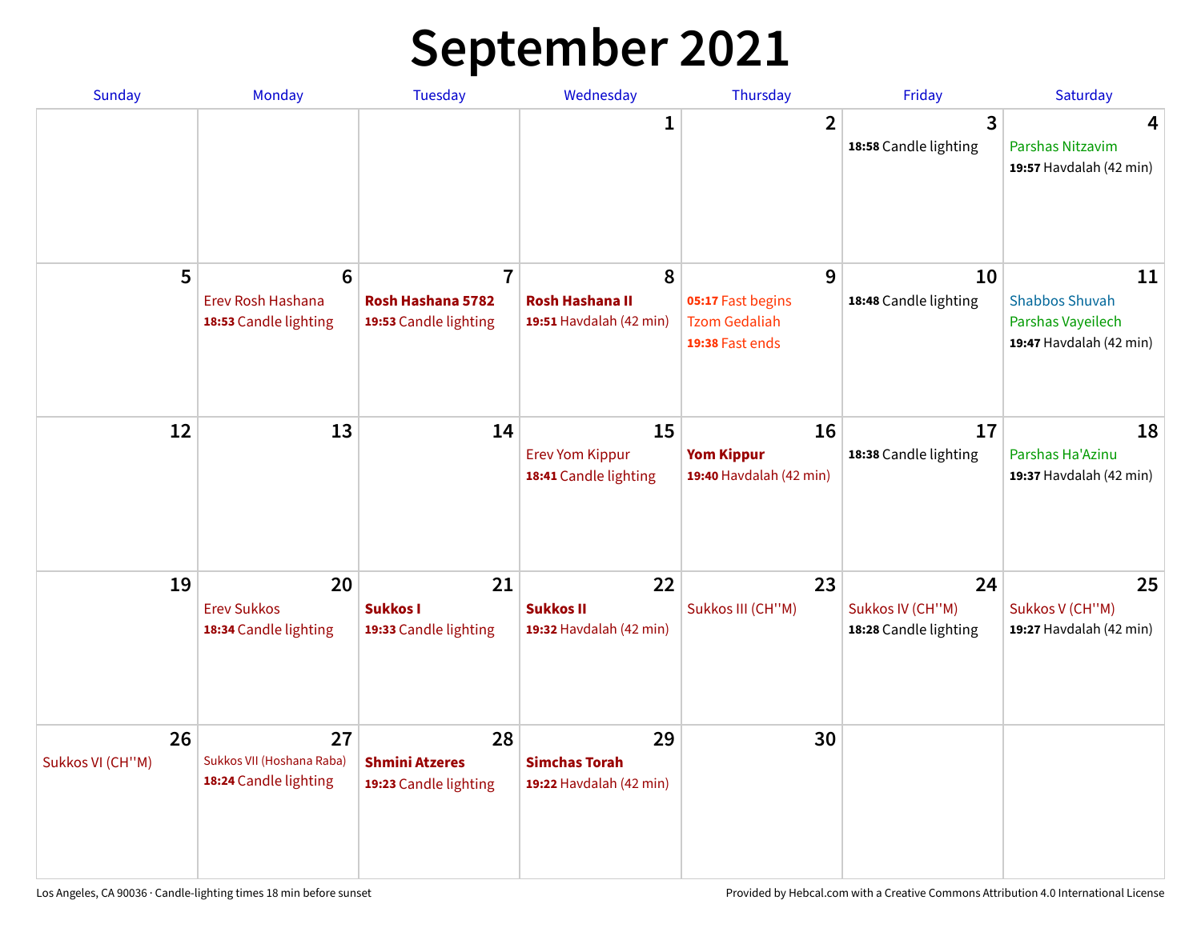# September 2021

| Sunday | Monday | Tuesday | Wednesday | Thursday | Friday | Saturday |
|---|---|---|---|---|---|---|
| | | | 1 | 2 | 3<br>**18:58** Candle lighting | 4<br>Parshas Nitzavim<br>**19:57** Havdalah (42 min) |
| 5 | 6<br>Erev Rosh Hashana<br>**18:53** Candle lighting | 7<br>**Rosh Hashana 5782**<br>**19:53** Candle lighting | 8<br>**Rosh Hashana II**<br>**19:51** Havdalah (42 min) | 9<br>**05:17** Fast begins<br>Tzom Gedaliah<br>**19:38** Fast ends | 10<br>**18:48** Candle lighting | 11<br>Shabbos Shuvah<br>Parshas Vayeilech<br>**19:47** Havdalah (42 min) |
| 12 | 13 | 14 | 15<br>Erev Yom Kippur<br>**18:41** Candle lighting | 16<br>**Yom Kippur**<br>**19:40** Havdalah (42 min) | 17<br>**18:38** Candle lighting | 18<br>Parshas Ha'Azinu<br>**19:37** Havdalah (42 min) |
| 19 | 20<br>Erev Sukkos<br>**18:34** Candle lighting | 21<br>**Sukkos I**<br>**19:33** Candle lighting | 22<br>**Sukkos II**<br>**19:32** Havdalah (42 min) | 23<br>Sukkos III (CH''M) | 24<br>Sukkos IV (CH''M)<br>**18:28** Candle lighting | 25<br>Sukkos V (CH''M)<br>**19:27** Havdalah (42 min) |
| 26<br>Sukkos VI (CH''M) | 27<br>Sukkos VII (Hoshana Raba)<br>**18:24** Candle lighting | 28<br>**Shmini Atzeres**<br>**19:23** Candle lighting | 29<br>**Simchas Torah**<br>**19:22** Havdalah (42 min) | 30 | | |

Los Angeles, CA 90036 · Candle-lighting times 18 min before sunset

Provided by Hebcal.com with a Creative Commons Attribution 4.0 International License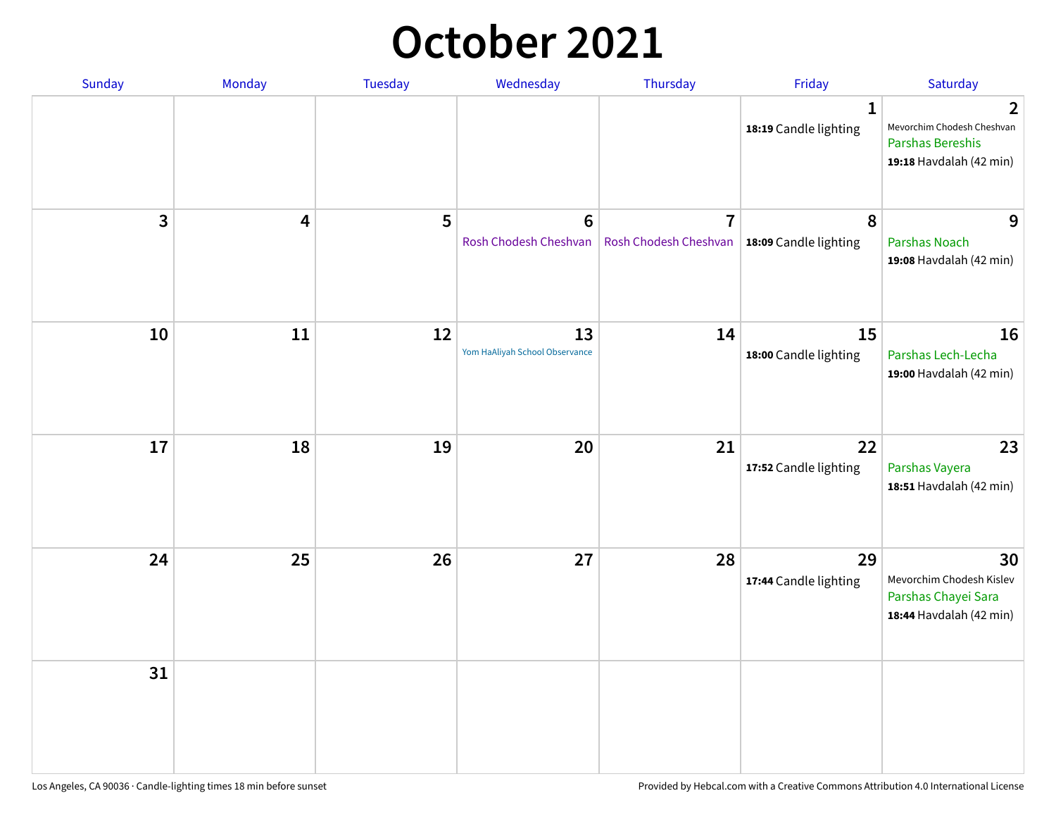# October 2021

| Sunday | Monday | Tuesday | Wednesday | Thursday | Friday | Saturday |
|---|---|---|---|---|---|---|
| | | | | | **1**<br>**18:19** Candle lighting | **2**<br>Mevorchim Chodesh Cheshvan<br>Parshas Bereshis<br>**19:18** Havdalah (42 min) |
| **3** | **4** | **5** | **6**<br>Rosh Chodesh Cheshvan | **7**<br>Rosh Chodesh Cheshvan | **8**<br>**18:09** Candle lighting | **9**<br>Parshas Noach<br>**19:08** Havdalah (42 min) |
| **10** | **11** | **12** | **13**<br>Yom HaAliyah School Observance | **14** | **15**<br>**18:00** Candle lighting | **16**<br>Parshas Lech-Lecha<br>**19:00** Havdalah (42 min) |
| **17** | **18** | **19** | **20** | **21** | **22**<br>**17:52** Candle lighting | **23**<br>Parshas Vayera<br>**18:51** Havdalah (42 min) |
| **24** | **25** | **26** | **27** | **28** | **29**<br>**17:44** Candle lighting | **30**<br>Mevorchim Chodesh Kislev<br>Parshas Chayei Sara<br>**18:44** Havdalah (42 min) |
| **31** | | | | | | |

Los Angeles, CA 90036 · Candle-lighting times 18 min before sunset

Provided by Hebcal.com with a Creative Commons Attribution 4.0 International License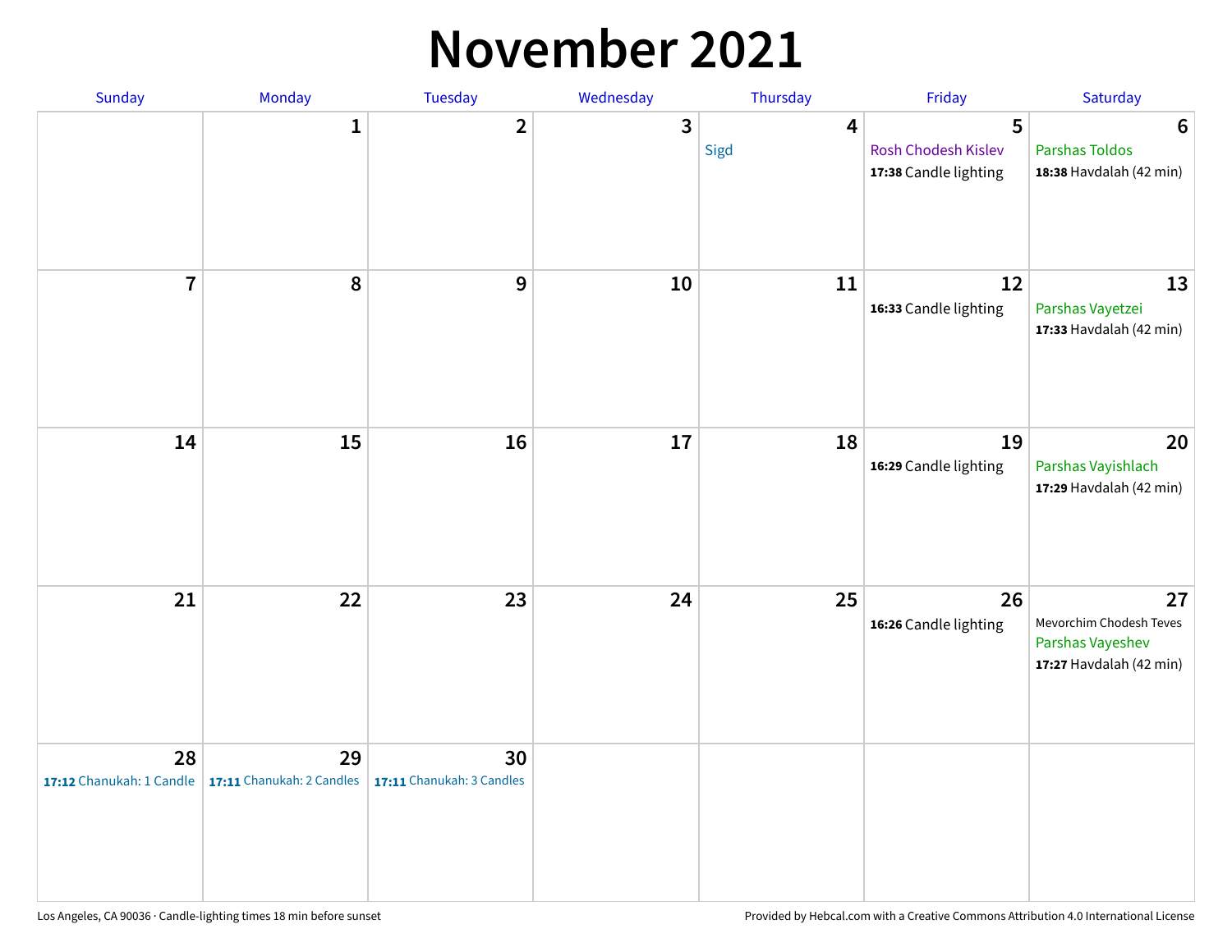# November 2021

| Sunday | Monday | Tuesday | Wednesday | Thursday | Friday | Saturday |
|---|---|---|---|---|---|---|
| | 1 | 2 | 3 | 4<br>Sigd | 5<br>Rosh Chodesh Kislev<br>**17:38** Candle lighting | 6<br>Parshas Toldos<br>**18:38** Havdalah (42 min) |
| 7 | 8 | 9 | 10 | 11 | 12<br>**16:33** Candle lighting | 13<br>Parshas Vayetzei<br>**17:33** Havdalah (42 min) |
| 14 | 15 | 16 | 17 | 18 | 19<br>**16:29** Candle lighting | 20<br>Parshas Vayishlach<br>**17:29** Havdalah (42 min) |
| 21 | 22 | 23 | 24 | 25 | 26<br>**16:26** Candle lighting | 27<br>Mevorchim Chodesh Teves<br>Parshas Vayeshev<br>**17:27** Havdalah (42 min) |
| 28<br>**17:12** Chanukah: 1 Candle | 29<br>**17:11** Chanukah: 2 Candles | 30<br>**17:11** Chanukah: 3 Candles | | | | |

Los Angeles, CA 90036 · Candle-lighting times 18 min before sunset

Provided by Hebcal.com with a Creative Commons Attribution 4.0 International License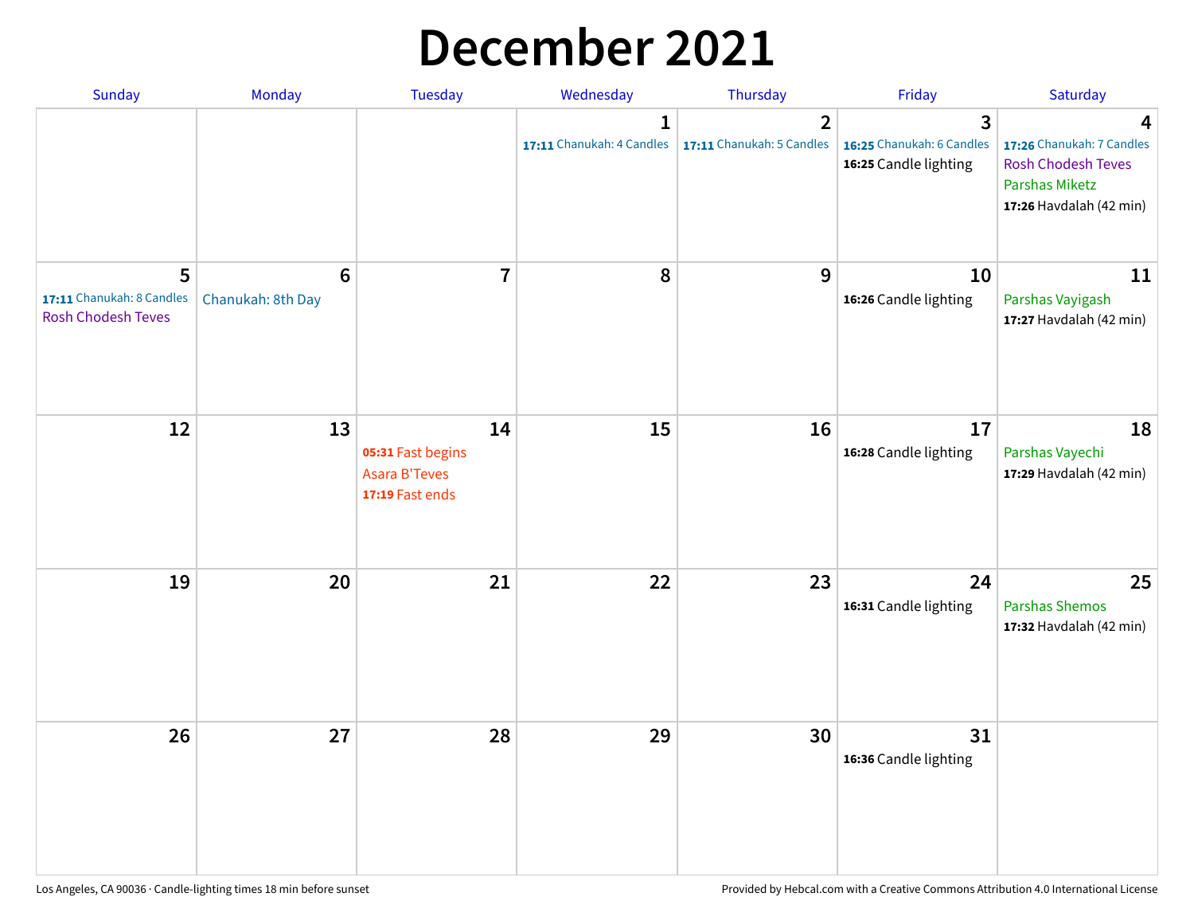# December 2021

| Sunday | Monday | Tuesday | Wednesday | Thursday | Friday | Saturday |
|---|---|---|---|---|---|---|
| | | | 1<br>**17:11** Chanukah: 4 Candles | 2<br>**17:11** Chanukah: 5 Candles | 3<br>**16:25** Chanukah: 6 Candles<br>**16:25** Candle lighting | 4<br>**17:26** Chanukah: 7 Candles<br>Rosh Chodesh Teves<br>Parshas Miketz<br>**17:26** Havdalah (42 min) |
| 5<br>**17:11** Chanukah: 8 Candles<br>Rosh Chodesh Teves | 6<br>Chanukah: 8th Day | 7 | 8 | 9 | 10<br>**16:26** Candle lighting | 11<br>Parshas Vayigash<br>**17:27** Havdalah (42 min) |
| 12 | 13 | 14<br>**05:31** Fast begins<br>Asara B'Teves<br>**17:19** Fast ends | 15 | 16 | 17<br>**16:28** Candle lighting | 18<br>Parshas Vayechi<br>**17:29** Havdalah (42 min) |
| 19 | 20 | 21 | 22 | 23 | 24<br>**16:31** Candle lighting | 25<br>Parshas Shemos<br>**17:32** Havdalah (42 min) |
| 26 | 27 | 28 | 29 | 30 | 31<br>**16:36** Candle lighting | |

Los Angeles, CA 90036 · Candle-lighting times 18 min before sunset

Provided by Hebcal.com with a Creative Commons Attribution 4.0 International License